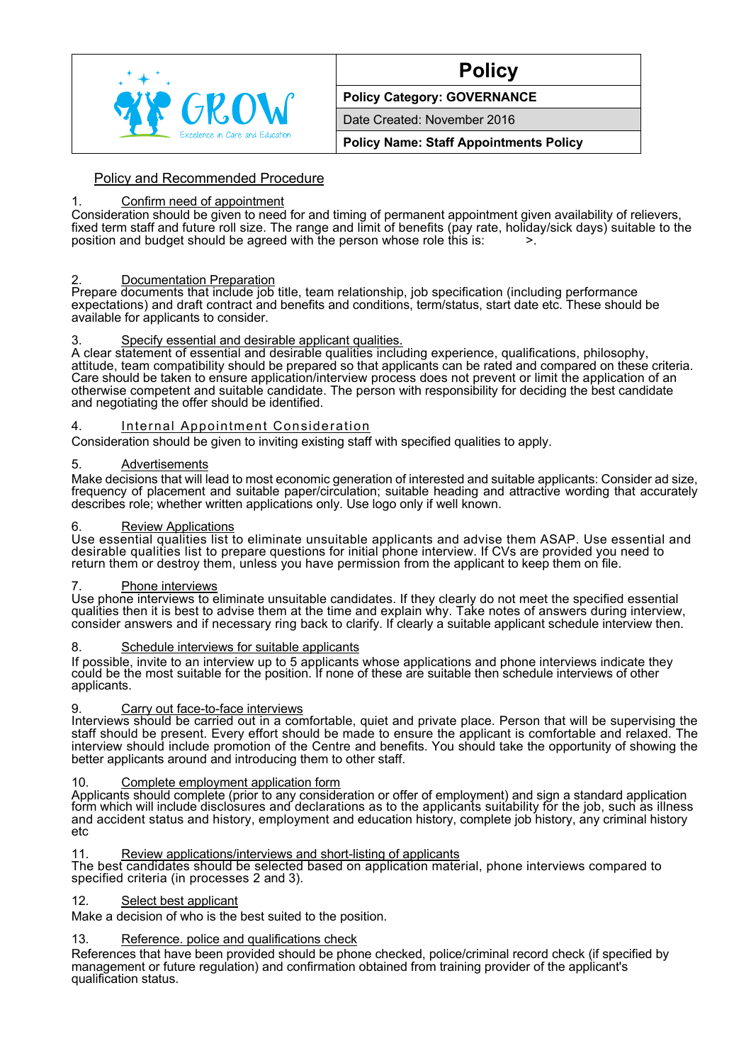| GROW Excellence in Care and Education | **Policy** |
| --- | --- |
| | **Policy Category: GOVERNANCE** |
| | Date Created: November 2016 |
| | **Policy Name: Staff Appointments Policy** |

## Policy and Recommended Procedure

1. Confirm need of appointment

Consideration should be given to need for and timing of permanent appointment given availability of relievers, fixed term staff and future roll size. The range and limit of benefits (pay rate, holiday/sick days) suitable to the position and budget should be agreed with the person whose role this is: >.

2. Documentation Preparation

Prepare documents that include job title, team relationship, job specification (including performance expectations) and draft contract and benefits and conditions, term/status, start date etc. These should be available for applicants to consider.

3. Specify essential and desirable applicant qualities.

A clear statement of essential and desirable qualities including experience, qualifications, philosophy, attitude, team compatibility should be prepared so that applicants can be rated and compared on these criteria. Care should be taken to ensure application/interview process does not prevent or limit the application of an otherwise competent and suitable candidate. The person with responsibility for deciding the best candidate and negotiating the offer should be identified.

4. Internal Appointment Consideration

Consideration should be given to inviting existing staff with specified qualities to apply.

5. Advertisements

Make decisions that will lead to most economic generation of interested and suitable applicants: Consider ad size, frequency of placement and suitable paper/circulation; suitable heading and attractive wording that accurately describes role; whether written applications only. Use logo only if well known.

6. Review Applications

Use essential qualities list to eliminate unsuitable applicants and advise them ASAP. Use essential and desirable qualities list to prepare questions for initial phone interview. If CVs are provided you need to return them or destroy them, unless you have permission from the applicant to keep them on file.

7. Phone interviews

Use phone interviews to eliminate unsuitable candidates. If they clearly do not meet the specified essential qualities then it is best to advise them at the time and explain why. Take notes of answers during interview, consider answers and if necessary ring back to clarify. If clearly a suitable applicant schedule interview then.

8. Schedule interviews for suitable applicants

If possible, invite to an interview up to 5 applicants whose applications and phone interviews indicate they could be the most suitable for the position. If none of these are suitable then schedule interviews of other applicants.

9. Carry out face-to-face interviews

Interviews should be carried out in a comfortable, quiet and private place. Person that will be supervising the staff should be present. Every effort should be made to ensure the applicant is comfortable and relaxed. The interview should include promotion of the Centre and benefits. You should take the opportunity of showing the better applicants around and introducing them to other staff.

10. Complete employment application form

Applicants should complete (prior to any consideration or offer of employment) and sign a standard application form which will include disclosures and declarations as to the applicants suitability for the job, such as illness and accident status and history, employment and education history, complete job history, any criminal history etc

11. Review applications/interviews and short-listing of applicants

The best candidates should be selected based on application material, phone interviews compared to specified criteria (in processes 2 and 3).

12. Select best applicant

Make a decision of who is the best suited to the position.

13. Reference. police and qualifications check

References that have been provided should be phone checked, police/criminal record check (if specified by management or future regulation) and confirmation obtained from training provider of the applicant's qualification status.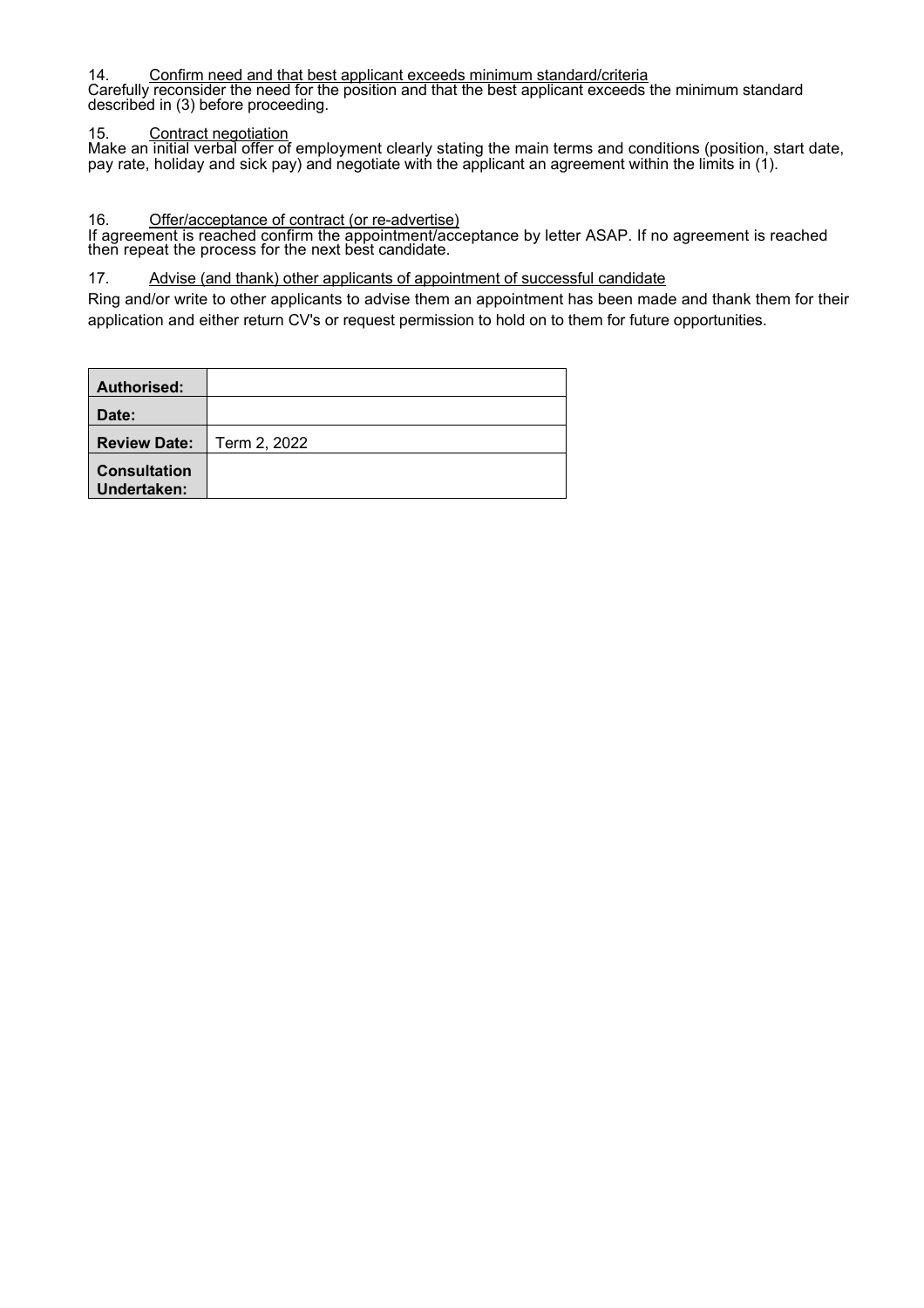14. Confirm need and that best applicant exceeds minimum standard/criteria
Carefully reconsider the need for the position and that the best applicant exceeds the minimum standard described in (3) before proceeding.

15. Contract negotiation
Make an initial verbal offer of employment clearly stating the main terms and conditions (position, start date, pay rate, holiday and sick pay) and negotiate with the applicant an agreement within the limits in (1).

16. Offer/acceptance of contract (or re-advertise)
If agreement is reached confirm the appointment/acceptance by letter ASAP. If no agreement is reached then repeat the process for the next best candidate.

17. Advise (and thank) other applicants of appointment of successful candidate
Ring and/or write to other applicants to advise them an appointment has been made and thank them for their application and either return CV's or request permission to hold on to them for future opportunities.

| | |
|---|---|
| **Authorised:** | |
| **Date:** | |
| **Review Date:** | Term 2, 2022 |
| **Consultation Undertaken:** | |